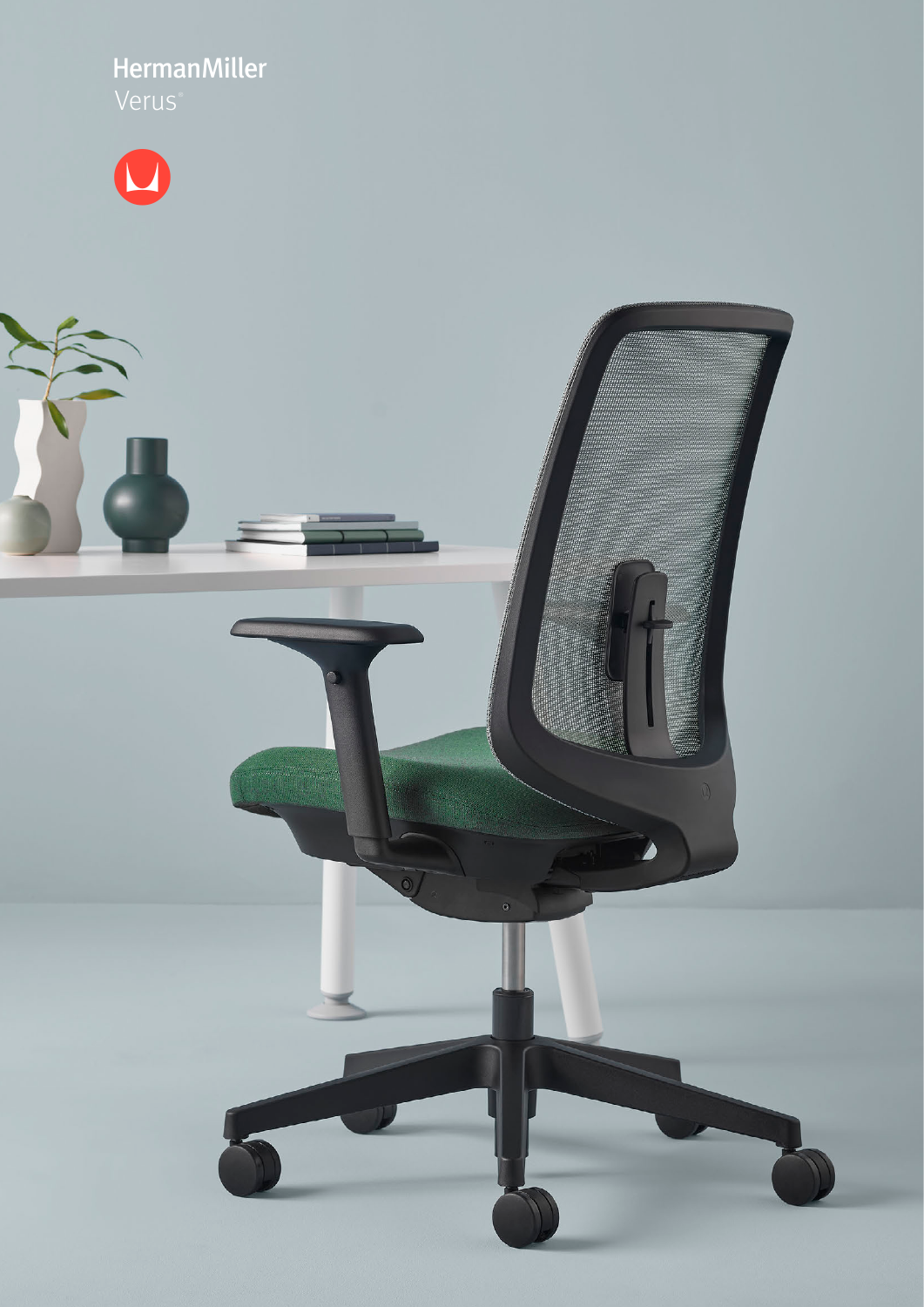HermanMiller

Verus®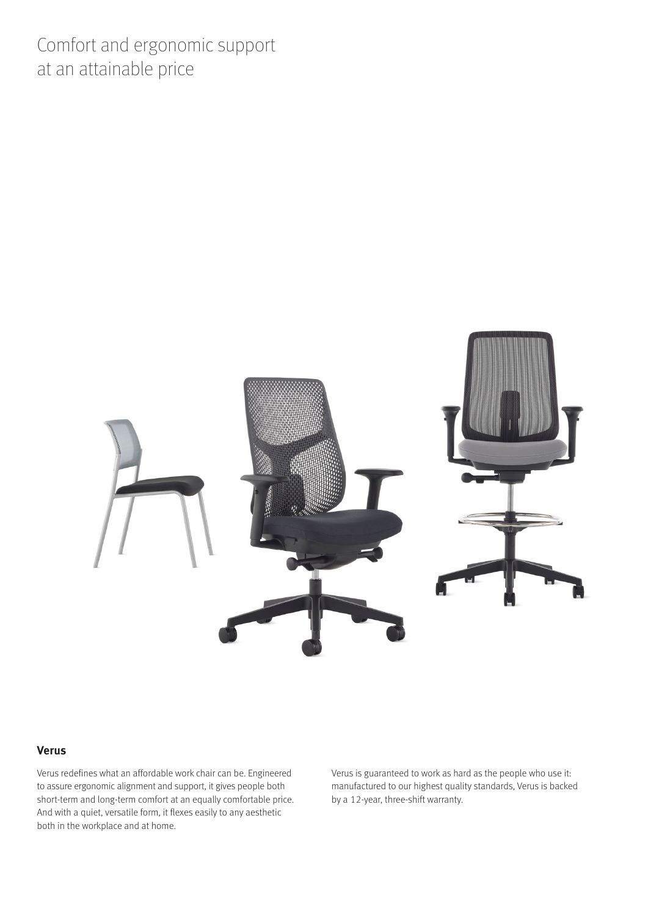# Comfort and ergonomic support at an attainable price

## Verus

Verus redefines what an affordable work chair can be. Engineered to assure ergonomic alignment and support, it gives people both short-term and long-term comfort at an equally comfortable price. And with a quiet, versatile form, it flexes easily to any aesthetic both in the workplace and at home.

Verus is guaranteed to work as hard as the people who use it: manufactured to our highest quality standards, Verus is backed by a 12-year, three-shift warranty.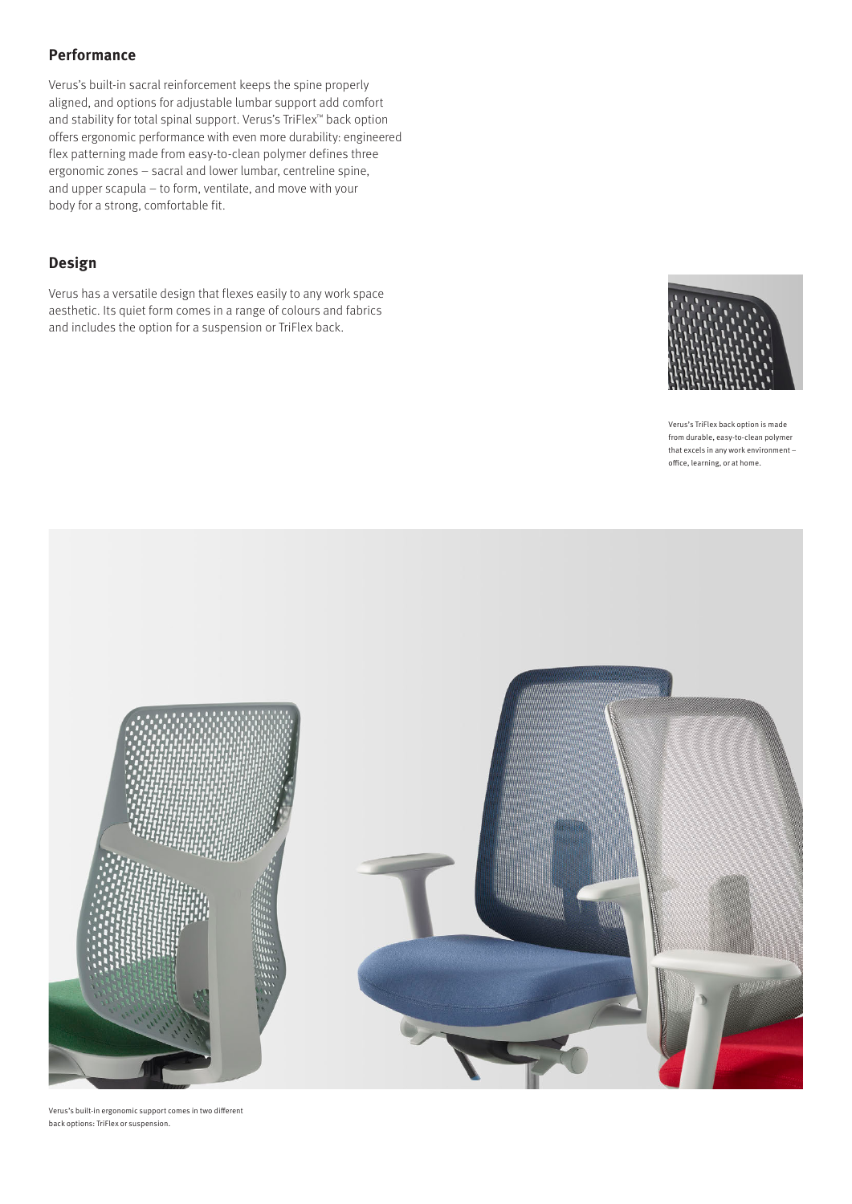## Performance

Verus's built-in sacral reinforcement keeps the spine properly aligned, and options for adjustable lumbar support add comfort and stability for total spinal support. Verus's TriFlex™ back option offers ergonomic performance with even more durability: engineered flex patterning made from easy-to-clean polymer defines three ergonomic zones – sacral and lower lumbar, centreline spine, and upper scapula – to form, ventilate, and move with your body for a strong, comfortable fit.

## Design

Verus has a versatile design that flexes easily to any work space aesthetic. Its quiet form comes in a range of colours and fabrics and includes the option for a suspension or TriFlex back.

Verus's TriFlex back option is made from durable, easy-to-clean polymer that excels in any work environment – office, learning, or at home.

Verus's built-in ergonomic support comes in two different back options: TriFlex or suspension.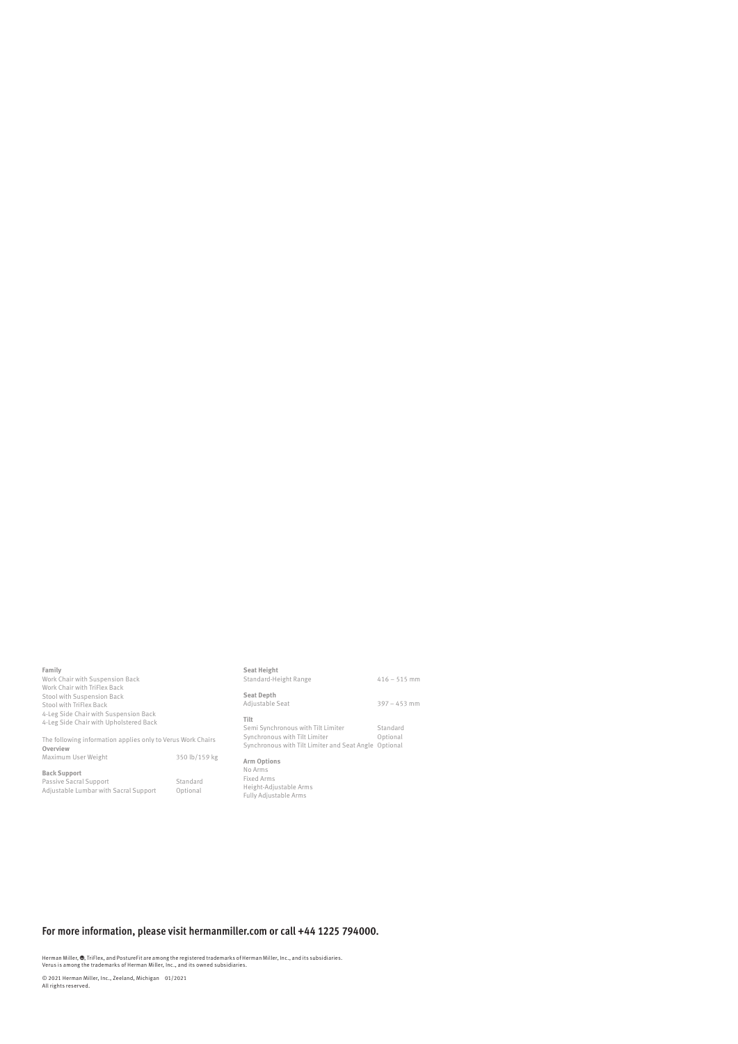**Family**
Work Chair with Suspension Back
Work Chair with TriFlex Back
Stool with Suspension Back
Stool with TriFlex Back
4-Leg Side Chair with Suspension Back
4-Leg Side Chair with Upholstered Back

The following information applies only to Verus Work Chairs

**Overview**

| | |
|---|---|
| Maximum User Weight | 350 lb/159 kg |

**Back Support**

| | |
|---|---|
| Passive Sacral Support | Standard |
| Adjustable Lumbar with Sacral Support | Optional |

**Seat Height**

| | |
|---|---|
| Standard-Height Range | 416 – 515 mm |

**Seat Depth**

| | |
|---|---|
| Adjustable Seat | 397 – 453 mm |

**Tilt**

| | |
|---|---|
| Semi Synchronous with Tilt Limiter | Standard |
| Synchronous with Tilt Limiter | Optional |
| Synchronous with Tilt Limiter and Seat Angle | Optional |

**Arm Options**
No Arms
Fixed Arms
Height-Adjustable Arms
Fully Adjustable Arms

**For more information, please visit hermanmiller.com or call +44 1225 794000.**

Herman Miller, ⓗ, TriFlex, and PostureFit are among the registered trademarks of Herman Miller, Inc., and its subsidiaries.
Verus is among the trademarks of Herman Miller, Inc., and its owned subsidiaries.

© 2021 Herman Miller, Inc., Zeeland, Michigan 01/2021
All rights reserved.